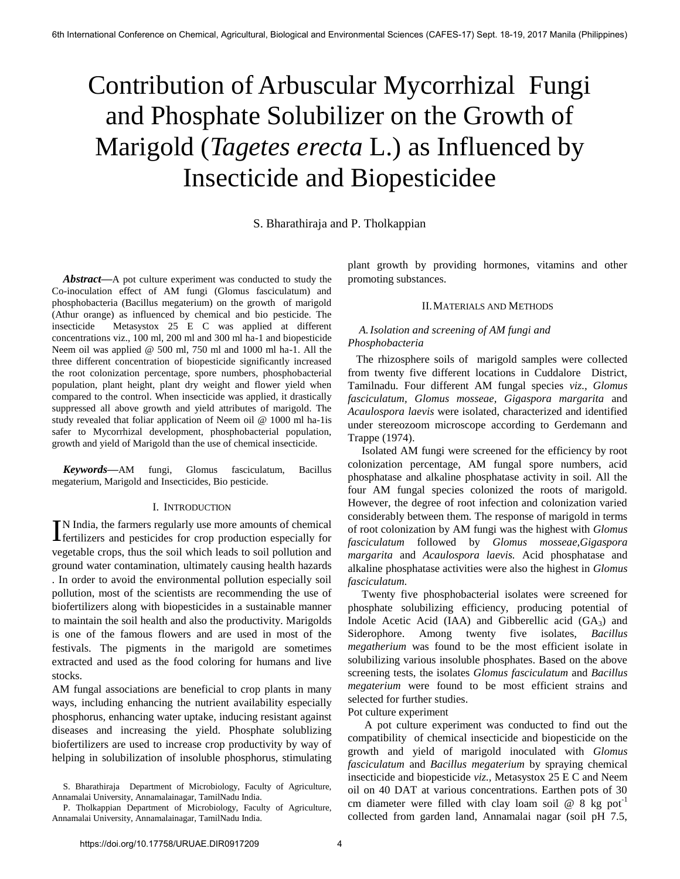# Contribution of Arbuscular Mycorrhizal Fungi and Phosphate Solubilizer on the Growth of Marigold (*Tagetes erecta* L.) as Influenced by Insecticide and Biopesticidee

S. Bharathiraja and P. Tholkappian

***Abstract*****—**A pot culture experiment was conducted to study the Co-inoculation effect of AM fungi (Glomus fasciculatum) and phosphobacteria (Bacillus megaterium) on the growth of marigold (Athur orange) as influenced by chemical and bio pesticide. The insecticide Metasystox 25 E C was applied at different concentrations viz., 100 ml, 200 ml and 300 ml ha-1 and biopesticide Neem oil was applied @ 500 ml, 750 ml and 1000 ml ha-1. All the three different concentration of biopesticide significantly increased the root colonization percentage, spore numbers, phosphobacterial population, plant height, plant dry weight and flower yield when compared to the control. When insecticide was applied, it drastically suppressed all above growth and yield attributes of marigold. The study revealed that foliar application of Neem oil @ 1000 ml ha-1is safer to Mycorrhizal development, phosphobacterial population, growth and yield of Marigold than the use of chemical insecticide.

***Keywords*****—**AM fungi, Glomus fasciculatum, Bacillus megaterium, Marigold and Insecticides, Bio pesticide.

## I. Introduction

IN India, the farmers regularly use more amounts of chemical fertilizers and pesticides for crop production especially for vegetable crops, thus the soil which leads to soil pollution and ground water contamination, ultimately causing health hazards . In order to avoid the environmental pollution especially soil pollution, most of the scientists are recommending the use of biofertilizers along with biopesticides in a sustainable manner to maintain the soil health and also the productivity. Marigolds is one of the famous flowers and are used in most of the festivals. The pigments in the marigold are sometimes extracted and used as the food coloring for humans and live stocks.

AM fungal associations are beneficial to crop plants in many ways, including enhancing the nutrient availability especially phosphorus, enhancing water uptake, inducing resistant against diseases and increasing the yield. Phosphate solublizing biofertilizers are used to increase crop productivity by way of helping in solubilization of insoluble phosphorus, stimulating plant growth by providing hormones, vitamins and other promoting substances.

S. Bharathiraja Department of Microbiology, Faculty of Agriculture, Annamalai University, Annamalainagar, TamilNadu India.

P. Tholkappian Department of Microbiology, Faculty of Agriculture, Annamalai University, Annamalainagar, TamilNadu India.

## II. Materials and Methods

### A. Isolation and screening of AM fungi and Phosphobacteria

The rhizosphere soils of marigold samples were collected from twenty five different locations in Cuddalore District, Tamilnadu. Four different AM fungal species *viz., Glomus fasciculatum, Glomus mosseae, Gigaspora margarita* and *Acaulospora laevis* were isolated, characterized and identified under stereozoom microscope according to Gerdemann and Trappe (1974).

Isolated AM fungi were screened for the efficiency by root colonization percentage, AM fungal spore numbers, acid phosphatase and alkaline phosphatase activity in soil. All the four AM fungal species colonized the roots of marigold. However, the degree of root infection and colonization varied considerably between them. The response of marigold in terms of root colonization by AM fungi was the highest with *Glomus fasciculatum* followed by *Glomus mosseae,Gigaspora margarita* and *Acaulospora laevis.* Acid phosphatase and alkaline phosphatase activities were also the highest in *Glomus fasciculatum.*

Twenty five phosphobacterial isolates were screened for phosphate solubilizing efficiency, producing potential of Indole Acetic Acid (IAA) and Gibberellic acid ($GA_3$) and Siderophore. Among twenty five isolates, *Bacillus megatherium* was found to be the most efficient isolate in solubilizing various insoluble phosphates. Based on the above screening tests, the isolates *Glomus fasciculatum* and *Bacillus megaterium* were found to be most efficient strains and selected for further studies.

Pot culture experiment

A pot culture experiment was conducted to find out the compatibility of chemical insecticide and biopesticide on the growth and yield of marigold inoculated with *Glomus fasciculatum* and *Bacillus megaterium* by spraying chemical insecticide and biopesticide *viz.,* Metasystox 25 E C and Neem oil on 40 DAT at various concentrations. Earthen pots of 30 cm diameter were filled with clay loam soil @ 8 kg $pot^{-1}$ collected from garden land, Annamalai nagar (soil pH 7.5,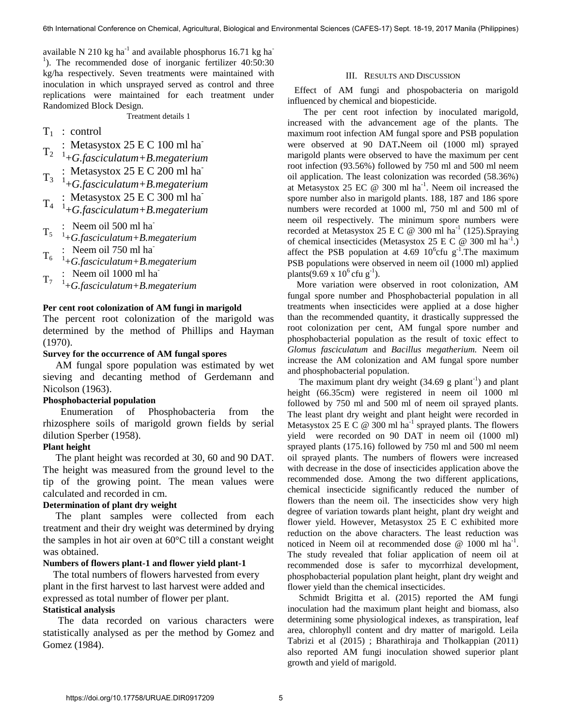available N 210 kg $ha^{-1}$ and available phosphorus 16.71 kg $ha^{-1}$). The recommended dose of inorganic fertilizer 40:50:30 kg/ha respectively. Seven treatments were maintained with inoculation in which unsprayed served as control and three replications were maintained for each treatment under Randomized Block Design.

Treatment details 1

$T_1$ : control

$T_2$ : Metasystox 25 E C 100 ml $ha^{-1}$+*G.fasciculatum+B.megaterium*

$T_3$ : Metasystox 25 E C 200 ml $ha^{-1}$+*G.fasciculatum+B.megaterium*

$T_4$ : Metasystox 25 E C 300 ml $ha^{-1}$+*G.fasciculatum+B.megaterium*

$T_5$ : Neem oil 500 ml $ha^{-1}$+*G.fasciculatum+B.megaterium*

$T_6$ : Neem oil 750 ml $ha^{-1}$+*G.fasciculatum+B.megaterium*

$T_7$ : Neem oil 1000 ml $ha^{-1}$+*G.fasciculatum+B.megaterium*

**Per cent root colonization of AM fungi in marigold**

The percent root colonization of the marigold was determined by the method of Phillips and Hayman (1970).

**Survey for the occurrence of AM fungal spores**

AM fungal spore population was estimated by wet sieving and decanting method of Gerdemann and Nicolson (1963).

**Phosphobacterial population**

Enumeration of Phosphobacteria from the rhizosphere soils of marigold grown fields by serial dilution Sperber (1958).

**Plant height**

The plant height was recorded at 30, 60 and 90 DAT. The height was measured from the ground level to the tip of the growing point. The mean values were calculated and recorded in cm.

**Determination of plant dry weight**

The plant samples were collected from each treatment and their dry weight was determined by drying the samples in hot air oven at 60°C till a constant weight was obtained.

**Numbers of flowers plant-1 and flower yield plant-1**

The total numbers of flowers harvested from every plant in the first harvest to last harvest were added and expressed as total number of flower per plant.

**Statistical analysis**

The data recorded on various characters were statistically analysed as per the method by Gomez and Gomez (1984).

## III. Results and Discussion

Effect of AM fungi and phospobacteria on marigold influenced by chemical and biopesticide.

The per cent root infection by inoculated marigold, increased with the advancement age of the plants. The maximum root infection AM fungal spore and PSB population were observed at 90 DAT**.**Neem oil (1000 ml) sprayed marigold plants were observed to have the maximum per cent root infection (93.56%) followed by 750 ml and 500 ml neem oil application. The least colonization was recorded (58.36%) at Metasystox 25 EC @ 300 ml $ha^{-1}$. Neem oil increased the spore number also in marigold plants. 188, 187 and 186 spore numbers were recorded at 1000 ml, 750 ml and 500 ml of neem oil respectively. The minimum spore numbers were recorded at Metasystox 25 E C @ 300 ml $ha^{-1}$ (125).Spraying of chemical insecticides (Metasystox 25 E C @ 300 ml $ha^{-1}$.) affect the PSB population at 4.69 $10^6$cfu $g^{-1}$.The maximum PSB populations were observed in neem oil (1000 ml) applied plants(9.69 x $10^6$ cfu $g^{-1}$).

More variation were observed in root colonization, AM fungal spore number and Phosphobacterial population in all treatments when insecticides were applied at a dose higher than the recommended quantity, it drastically suppressed the root colonization per cent, AM fungal spore number and phosphobacterial population as the result of toxic effect to *Glomus fasciculatum* and *Bacillus megatherium.* Neem oil increase the AM colonization and AM fungal spore number and phosphobacterial population.

The maximum plant dry weight (34.69 g $plant^{-1}$) and plant height (66.35cm) were registered in neem oil 1000 ml followed by 750 ml and 500 ml of neem oil sprayed plants. The least plant dry weight and plant height were recorded in Metasystox 25 E C @ 300 ml $ha^{-1}$ sprayed plants. The flowers yield were recorded on 90 DAT in neem oil (1000 ml) sprayed plants (175.16) followed by 750 ml and 500 ml neem oil sprayed plants. The numbers of flowers were increased with decrease in the dose of insecticides application above the recommended dose. Among the two different applications, chemical insecticide significantly reduced the number of flowers than the neem oil. The insecticides show very high degree of variation towards plant height, plant dry weight and flower yield. However, Metasystox 25 E C exhibited more reduction on the above characters. The least reduction was noticed in Neem oil at recommended dose @ 1000 ml $ha^{-1}$. The study revealed that foliar application of neem oil at recommended dose is safer to mycorrhizal development, phosphobacterial population plant height, plant dry weight and flower yield than the chemical insecticides.

Schmidt Brigitta et al. (2015) reported the AM fungi inoculation had the maximum plant height and biomass, also determining some physiological indexes, as transpiration, leaf area, chlorophyll content and dry matter of marigold. Leila Tabrizi et al (2015) ; Bharathiraja and Tholkappian (2011) also reported AM fungi inoculation showed superior plant growth and yield of marigold.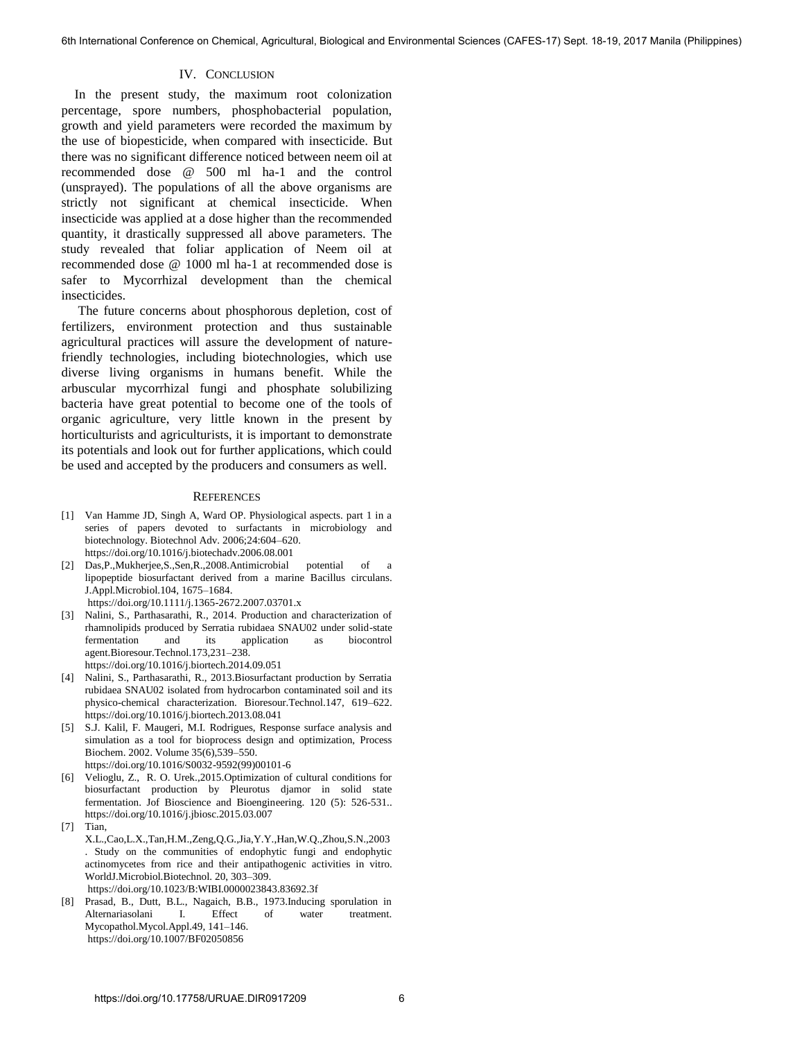## IV. Conclusion

In the present study, the maximum root colonization percentage, spore numbers, phosphobacterial population, growth and yield parameters were recorded the maximum by the use of biopesticide, when compared with insecticide. But there was no significant difference noticed between neem oil at recommended dose @ 500 ml ha-1 and the control (unsprayed). The populations of all the above organisms are strictly not significant at chemical insecticide. When insecticide was applied at a dose higher than the recommended quantity, it drastically suppressed all above parameters. The study revealed that foliar application of Neem oil at recommended dose @ 1000 ml ha-1 at recommended dose is safer to Mycorrhizal development than the chemical insecticides.

The future concerns about phosphorous depletion, cost of fertilizers, environment protection and thus sustainable agricultural practices will assure the development of nature-friendly technologies, including biotechnologies, which use diverse living organisms in humans benefit. While the arbuscular mycorrhizal fungi and phosphate solubilizing bacteria have great potential to become one of the tools of organic agriculture, very little known in the present by horticulturists and agriculturists, it is important to demonstrate its potentials and look out for further applications, which could be used and accepted by the producers and consumers as well.

## References

[1] Van Hamme JD, Singh A, Ward OP. Physiological aspects. part 1 in a series of papers devoted to surfactants in microbiology and biotechnology. Biotechnol Adv. 2006;24:604–620. https://doi.org/10.1016/j.biotechadv.2006.08.001

[2] Das,P.,Mukherjee,S.,Sen,R.,2008.Antimicrobial potential of a lipopeptide biosurfactant derived from a marine Bacillus circulans. J.Appl.Microbiol.104, 1675–1684. https://doi.org/10.1111/j.1365-2672.2007.03701.x

[3] Nalini, S., Parthasarathi, R., 2014. Production and characterization of rhamnolipids produced by Serratia rubidaea SNAU02 under solid-state fermentation and its application as biocontrol agent.Bioresour.Technol.173,231–238. https://doi.org/10.1016/j.biortech.2014.09.051

[4] Nalini, S., Parthasarathi, R., 2013.Biosurfactant production by Serratia rubidaea SNAU02 isolated from hydrocarbon contaminated soil and its physico-chemical characterization. Bioresour.Technol.147, 619–622. https://doi.org/10.1016/j.biortech.2013.08.041

[5] S.J. Kalil, F. Maugeri, M.I. Rodrigues, Response surface analysis and simulation as a tool for bioprocess design and optimization, Process Biochem. 2002. Volume 35(6),539–550. https://doi.org/10.1016/S0032-9592(99)00101-6

[6] Velioglu, Z., R. O. Urek.,2015.Optimization of cultural conditions for biosurfactant production by Pleurotus djamor in solid state fermentation. Jof Bioscience and Bioengineering. 120 (5): 526-531.. https://doi.org/10.1016/j.jbiosc.2015.03.007

[7] Tian, X.L.,Cao,L.X.,Tan,H.M.,Zeng,Q.G.,Jia,Y.Y.,Han,W.Q.,Zhou,S.N.,2003 . Study on the communities of endophytic fungi and endophytic actinomycetes from rice and their antipathogenic activities in vitro. WorldJ.Microbiol.Biotechnol. 20, 303–309. https://doi.org/10.1023/B:WIBI.0000023843.83692.3f

[8] Prasad, B., Dutt, B.L., Nagaich, B.B., 1973.Inducing sporulation in Alternariasolani I. Effect of water treatment. Mycopathol.Mycol.Appl.49, 141–146. https://doi.org/10.1007/BF02050856